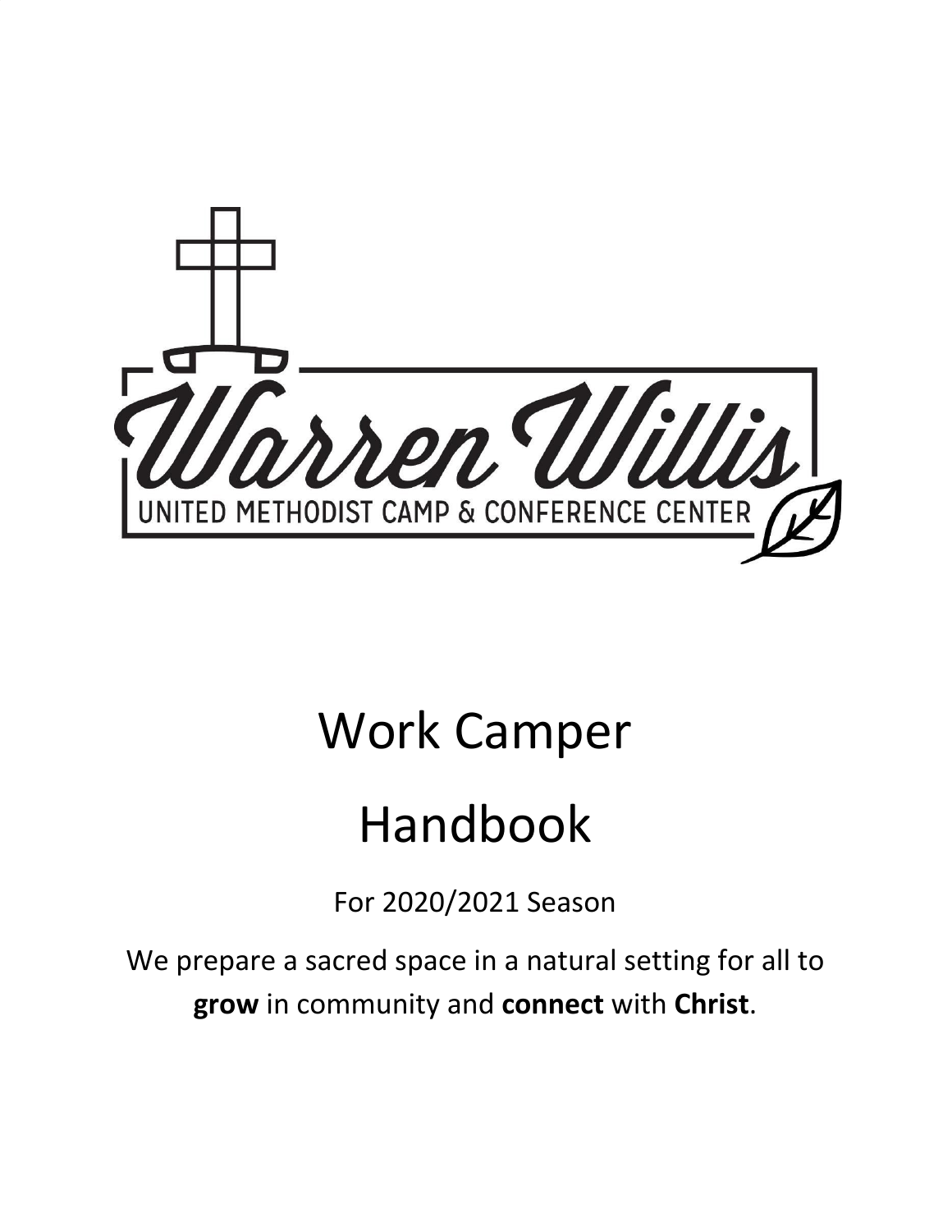Warren Willis

UNITED METHODIST CAMP & CONFERENCE CENTER

# Work Camper

# Handbook

For 2020/2021 Season

We prepare a sacred space in a natural setting for all to **grow** in community and **connect** with **Christ**.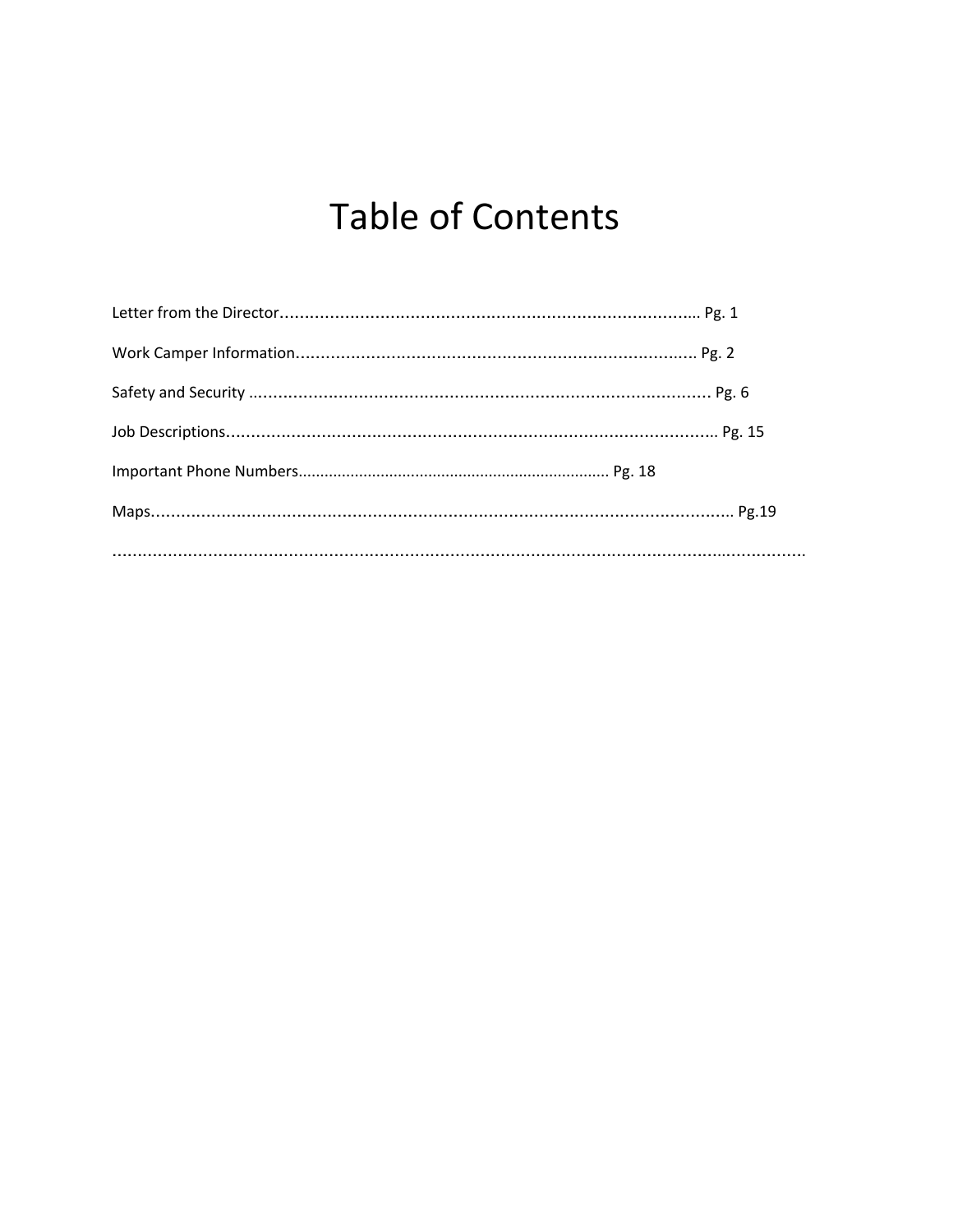# Table of Contents

Letter from the Director……………………………………………………………………….. Pg. 1

Work Camper Information…………………………………………………………………….... Pg. 2

Safety and Security ..………………………………………………………………………………. Pg. 6

Job Descriptions……………………………………………………………………………………….. Pg. 15

Important Phone Numbers....................................................................... Pg. 18

Maps…………………………………………………………………………………………………………. Pg.19

……………………………………………………………………………………………………………..................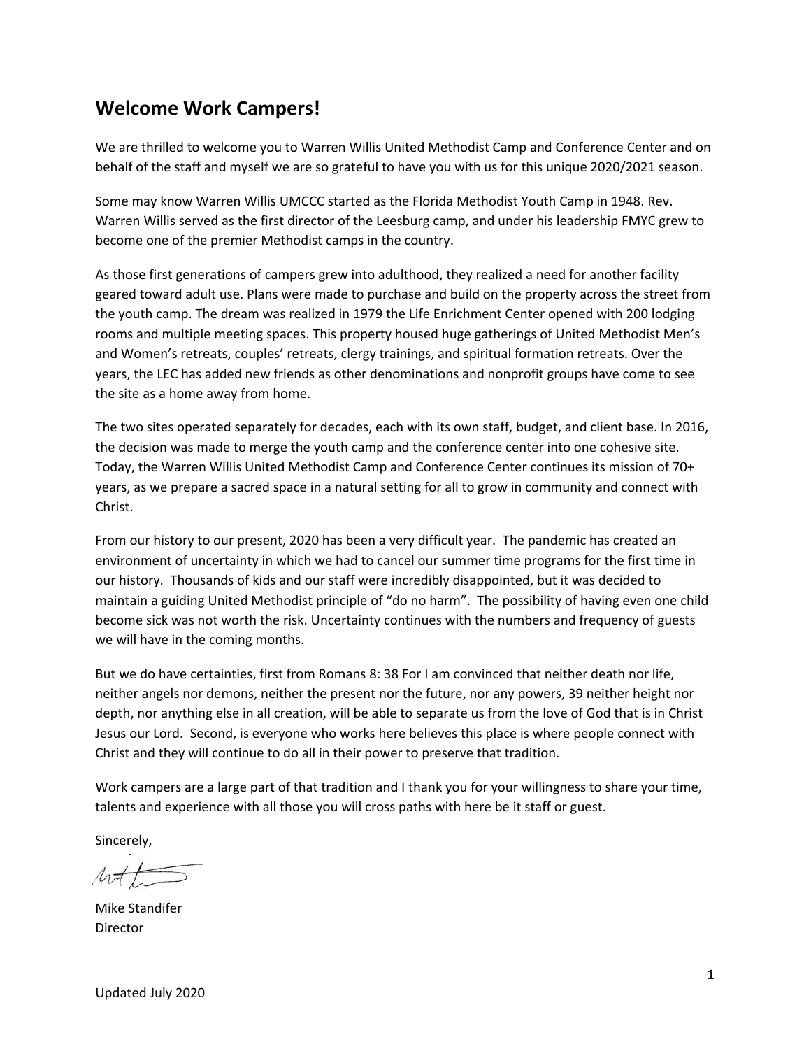## Welcome Work Campers!

We are thrilled to welcome you to Warren Willis United Methodist Camp and Conference Center and on behalf of the staff and myself we are so grateful to have you with us for this unique 2020/2021 season.

Some may know Warren Willis UMCCC started as the Florida Methodist Youth Camp in 1948. Rev. Warren Willis served as the first director of the Leesburg camp, and under his leadership FMYC grew to become one of the premier Methodist camps in the country.

As those first generations of campers grew into adulthood, they realized a need for another facility geared toward adult use. Plans were made to purchase and build on the property across the street from the youth camp. The dream was realized in 1979 the Life Enrichment Center opened with 200 lodging rooms and multiple meeting spaces. This property housed huge gatherings of United Methodist Men's and Women's retreats, couples' retreats, clergy trainings, and spiritual formation retreats. Over the years, the LEC has added new friends as other denominations and nonprofit groups have come to see the site as a home away from home.

The two sites operated separately for decades, each with its own staff, budget, and client base. In 2016, the decision was made to merge the youth camp and the conference center into one cohesive site. Today, the Warren Willis United Methodist Camp and Conference Center continues its mission of 70+ years, as we prepare a sacred space in a natural setting for all to grow in community and connect with Christ.

From our history to our present, 2020 has been a very difficult year. The pandemic has created an environment of uncertainty in which we had to cancel our summer time programs for the first time in our history. Thousands of kids and our staff were incredibly disappointed, but it was decided to maintain a guiding United Methodist principle of "do no harm". The possibility of having even one child become sick was not worth the risk. Uncertainty continues with the numbers and frequency of guests we will have in the coming months.

But we do have certainties, first from Romans 8: 38 For I am convinced that neither death nor life, neither angels nor demons, neither the present nor the future, nor any powers, 39 neither height nor depth, nor anything else in all creation, will be able to separate us from the love of God that is in Christ Jesus our Lord. Second, is everyone who works here believes this place is where people connect with Christ and they will continue to do all in their power to preserve that tradition.

Work campers are a large part of that tradition and I thank you for your willingness to share your time, talents and experience with all those you will cross paths with here be it staff or guest.

Sincerely,

Mike Standifer
Director

Updated July 2020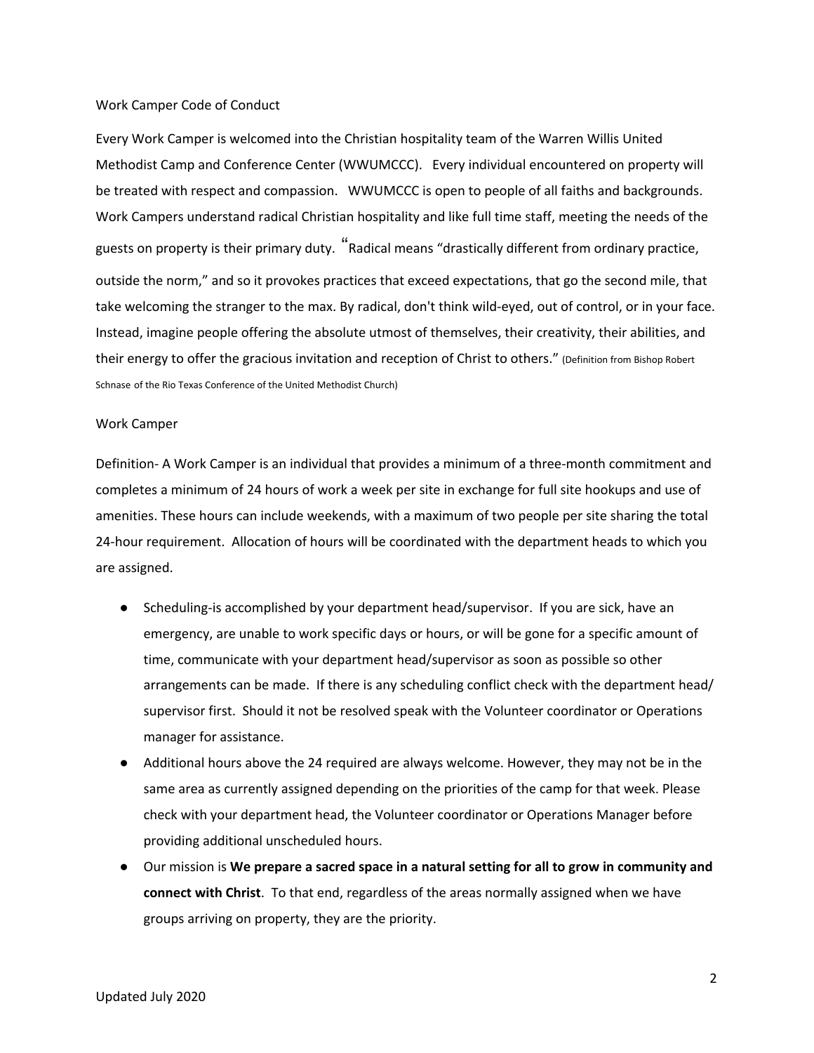## Work Camper Code of Conduct

Every Work Camper is welcomed into the Christian hospitality team of the Warren Willis United Methodist Camp and Conference Center (WWUMCCC). Every individual encountered on property will be treated with respect and compassion. WWUMCCC is open to people of all faiths and backgrounds. Work Campers understand radical Christian hospitality and like full time staff, meeting the needs of the guests on property is their primary duty. "Radical means "drastically different from ordinary practice, outside the norm," and so it provokes practices that exceed expectations, that go the second mile, that take welcoming the stranger to the max. By radical, don't think wild-eyed, out of control, or in your face. Instead, imagine people offering the absolute utmost of themselves, their creativity, their abilities, and their energy to offer the gracious invitation and reception of Christ to others." (Definition from Bishop Robert Schnase of the Rio Texas Conference of the United Methodist Church)

## Work Camper

Definition- A Work Camper is an individual that provides a minimum of a three-month commitment and completes a minimum of 24 hours of work a week per site in exchange for full site hookups and use of amenities. These hours can include weekends, with a maximum of two people per site sharing the total 24-hour requirement. Allocation of hours will be coordinated with the department heads to which you are assigned.

- Scheduling-is accomplished by your department head/supervisor. If you are sick, have an emergency, are unable to work specific days or hours, or will be gone for a specific amount of time, communicate with your department head/supervisor as soon as possible so other arrangements can be made. If there is any scheduling conflict check with the department head/ supervisor first. Should it not be resolved speak with the Volunteer coordinator or Operations manager for assistance.
- Additional hours above the 24 required are always welcome. However, they may not be in the same area as currently assigned depending on the priorities of the camp for that week. Please check with your department head, the Volunteer coordinator or Operations Manager before providing additional unscheduled hours.
- Our mission is **We prepare a sacred space in a natural setting for all to grow in community and connect with Christ**. To that end, regardless of the areas normally assigned when we have groups arriving on property, they are the priority.

Updated July 2020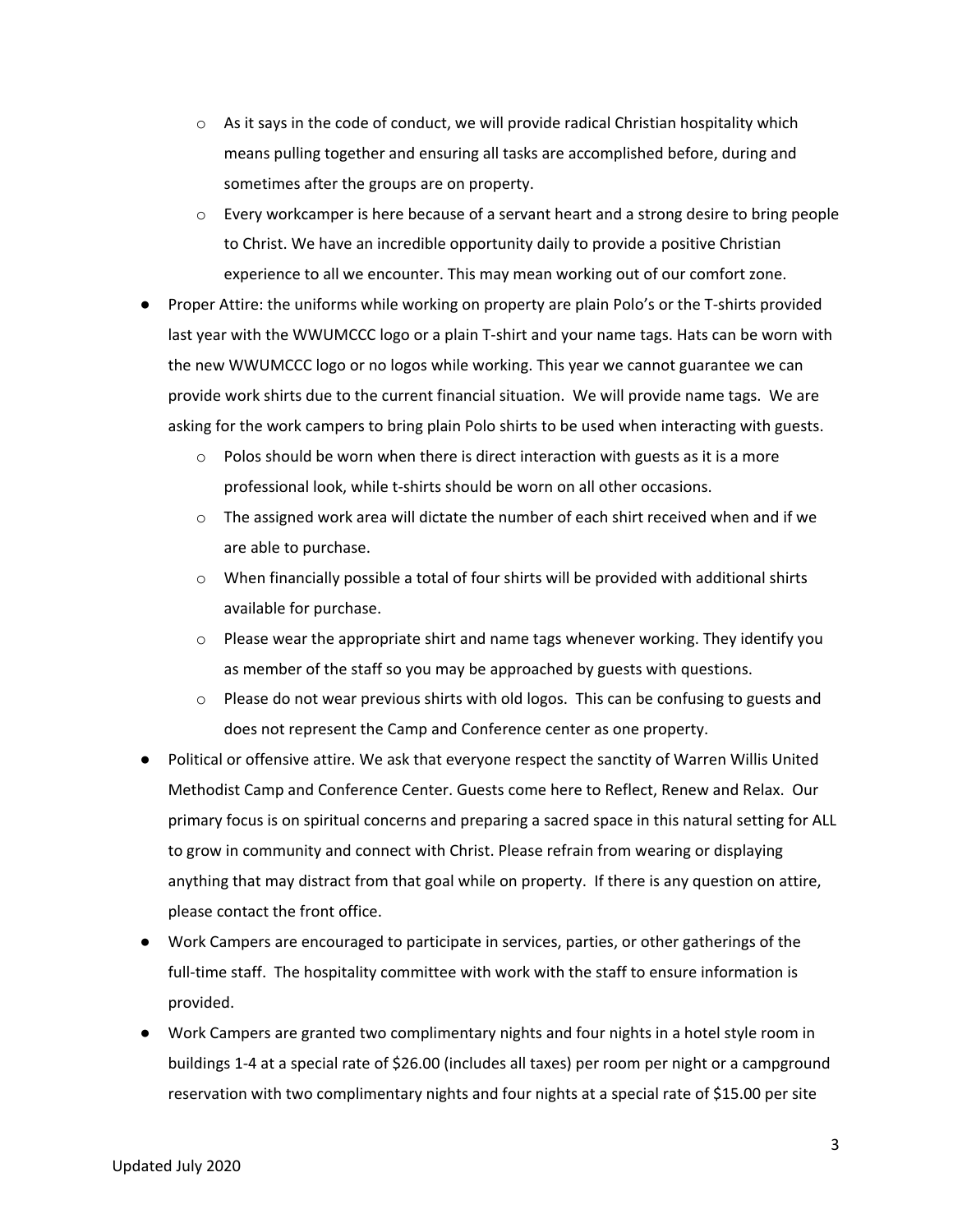- As it says in the code of conduct, we will provide radical Christian hospitality which means pulling together and ensuring all tasks are accomplished before, during and sometimes after the groups are on property.
  - Every workcamper is here because of a servant heart and a strong desire to bring people to Christ. We have an incredible opportunity daily to provide a positive Christian experience to all we encounter. This may mean working out of our comfort zone.
- Proper Attire: the uniforms while working on property are plain Polo's or the T-shirts provided last year with the WWUMCCC logo or a plain T-shirt and your name tags. Hats can be worn with the new WWUMCCC logo or no logos while working. This year we cannot guarantee we can provide work shirts due to the current financial situation. We will provide name tags. We are asking for the work campers to bring plain Polo shirts to be used when interacting with guests.
  - Polos should be worn when there is direct interaction with guests as it is a more professional look, while t-shirts should be worn on all other occasions.
  - The assigned work area will dictate the number of each shirt received when and if we are able to purchase.
  - When financially possible a total of four shirts will be provided with additional shirts available for purchase.
  - Please wear the appropriate shirt and name tags whenever working. They identify you as member of the staff so you may be approached by guests with questions.
  - Please do not wear previous shirts with old logos. This can be confusing to guests and does not represent the Camp and Conference center as one property.
- Political or offensive attire. We ask that everyone respect the sanctity of Warren Willis United Methodist Camp and Conference Center. Guests come here to Reflect, Renew and Relax. Our primary focus is on spiritual concerns and preparing a sacred space in this natural setting for ALL to grow in community and connect with Christ. Please refrain from wearing or displaying anything that may distract from that goal while on property. If there is any question on attire, please contact the front office.
- Work Campers are encouraged to participate in services, parties, or other gatherings of the full-time staff. The hospitality committee with work with the staff to ensure information is provided.
- Work Campers are granted two complimentary nights and four nights in a hotel style room in buildings 1-4 at a special rate of $26.00 (includes all taxes) per room per night or a campground reservation with two complimentary nights and four nights at a special rate of $15.00 per site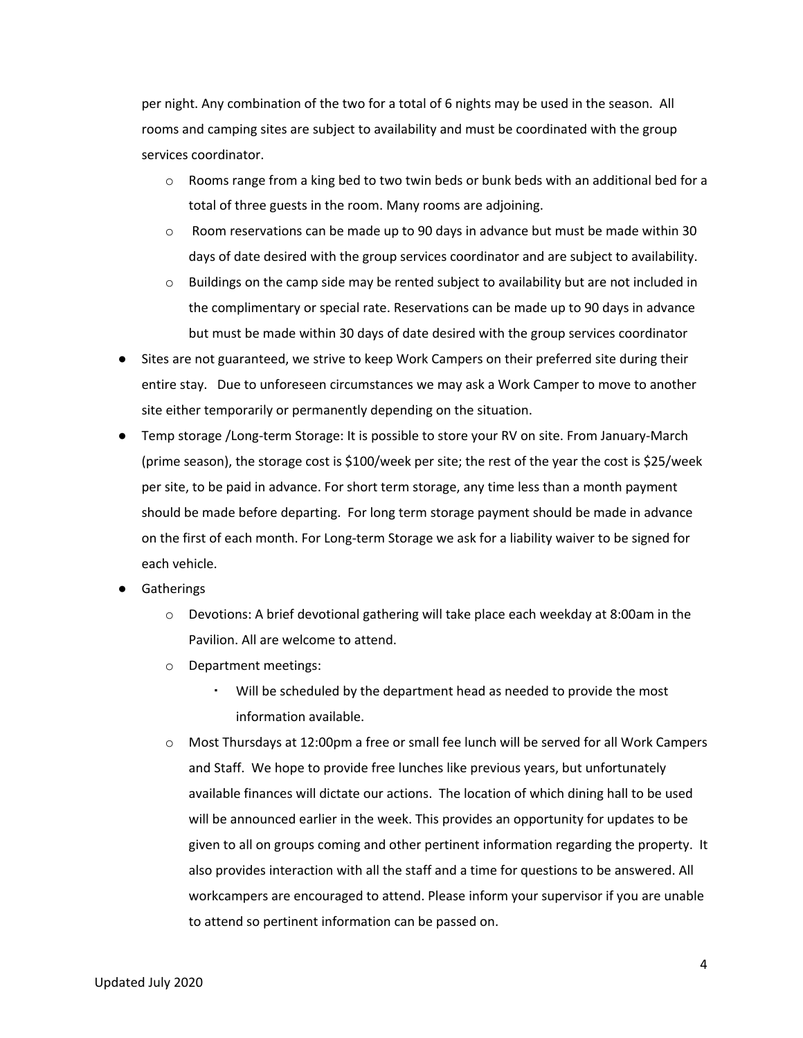per night. Any combination of the two for a total of 6 nights may be used in the season. All rooms and camping sites are subject to availability and must be coordinated with the group services coordinator.

  - Rooms range from a king bed to two twin beds or bunk beds with an additional bed for a total of three guests in the room. Many rooms are adjoining.
  - Room reservations can be made up to 90 days in advance but must be made within 30 days of date desired with the group services coordinator and are subject to availability.
  - Buildings on the camp side may be rented subject to availability but are not included in the complimentary or special rate. Reservations can be made up to 90 days in advance but must be made within 30 days of date desired with the group services coordinator

- Sites are not guaranteed, we strive to keep Work Campers on their preferred site during their entire stay. Due to unforeseen circumstances we may ask a Work Camper to move to another site either temporarily or permanently depending on the situation.
- Temp storage /Long-term Storage: It is possible to store your RV on site. From January-March (prime season), the storage cost is $100/week per site; the rest of the year the cost is $25/week per site, to be paid in advance. For short term storage, any time less than a month payment should be made before departing. For long term storage payment should be made in advance on the first of each month. For Long-term Storage we ask for a liability waiver to be signed for each vehicle.
- Gatherings
  - Devotions: A brief devotional gathering will take place each weekday at 8:00am in the Pavilion. All are welcome to attend.
  - Department meetings:
    - Will be scheduled by the department head as needed to provide the most information available.
  - Most Thursdays at 12:00pm a free or small fee lunch will be served for all Work Campers and Staff. We hope to provide free lunches like previous years, but unfortunately available finances will dictate our actions. The location of which dining hall to be used will be announced earlier in the week. This provides an opportunity for updates to be given to all on groups coming and other pertinent information regarding the property. It also provides interaction with all the staff and a time for questions to be answered. All workcampers are encouraged to attend. Please inform your supervisor if you are unable to attend so pertinent information can be passed on.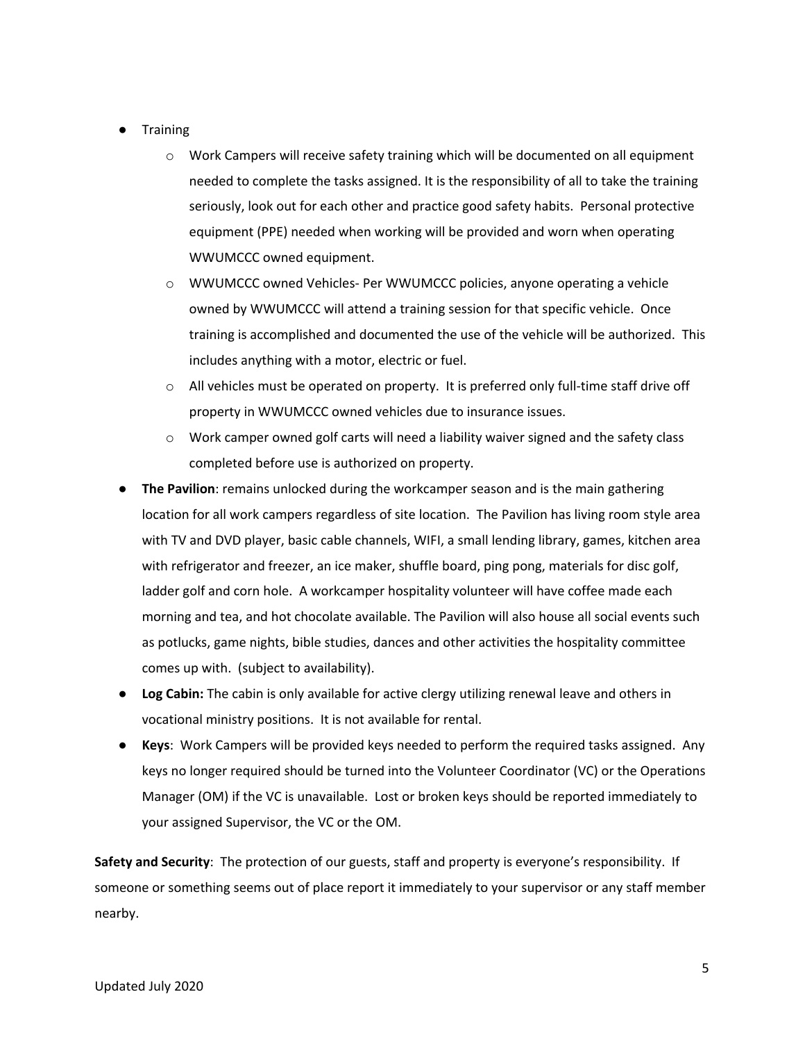- Training
  - Work Campers will receive safety training which will be documented on all equipment needed to complete the tasks assigned. It is the responsibility of all to take the training seriously, look out for each other and practice good safety habits. Personal protective equipment (PPE) needed when working will be provided and worn when operating WWUMCCC owned equipment.
  - WWUMCCC owned Vehicles- Per WWUMCCC policies, anyone operating a vehicle owned by WWUMCCC will attend a training session for that specific vehicle. Once training is accomplished and documented the use of the vehicle will be authorized. This includes anything with a motor, electric or fuel.
  - All vehicles must be operated on property. It is preferred only full-time staff drive off property in WWUMCCC owned vehicles due to insurance issues.
  - Work camper owned golf carts will need a liability waiver signed and the safety class completed before use is authorized on property.
- **The Pavilion**: remains unlocked during the workcamper season and is the main gathering location for all work campers regardless of site location. The Pavilion has living room style area with TV and DVD player, basic cable channels, WIFI, a small lending library, games, kitchen area with refrigerator and freezer, an ice maker, shuffle board, ping pong, materials for disc golf, ladder golf and corn hole. A workcamper hospitality volunteer will have coffee made each morning and tea, and hot chocolate available. The Pavilion will also house all social events such as potlucks, game nights, bible studies, dances and other activities the hospitality committee comes up with. (subject to availability).
- **Log Cabin:** The cabin is only available for active clergy utilizing renewal leave and others in vocational ministry positions. It is not available for rental.
- **Keys**: Work Campers will be provided keys needed to perform the required tasks assigned. Any keys no longer required should be turned into the Volunteer Coordinator (VC) or the Operations Manager (OM) if the VC is unavailable. Lost or broken keys should be reported immediately to your assigned Supervisor, the VC or the OM.

**Safety and Security**: The protection of our guests, staff and property is everyone's responsibility. If someone or something seems out of place report it immediately to your supervisor or any staff member nearby.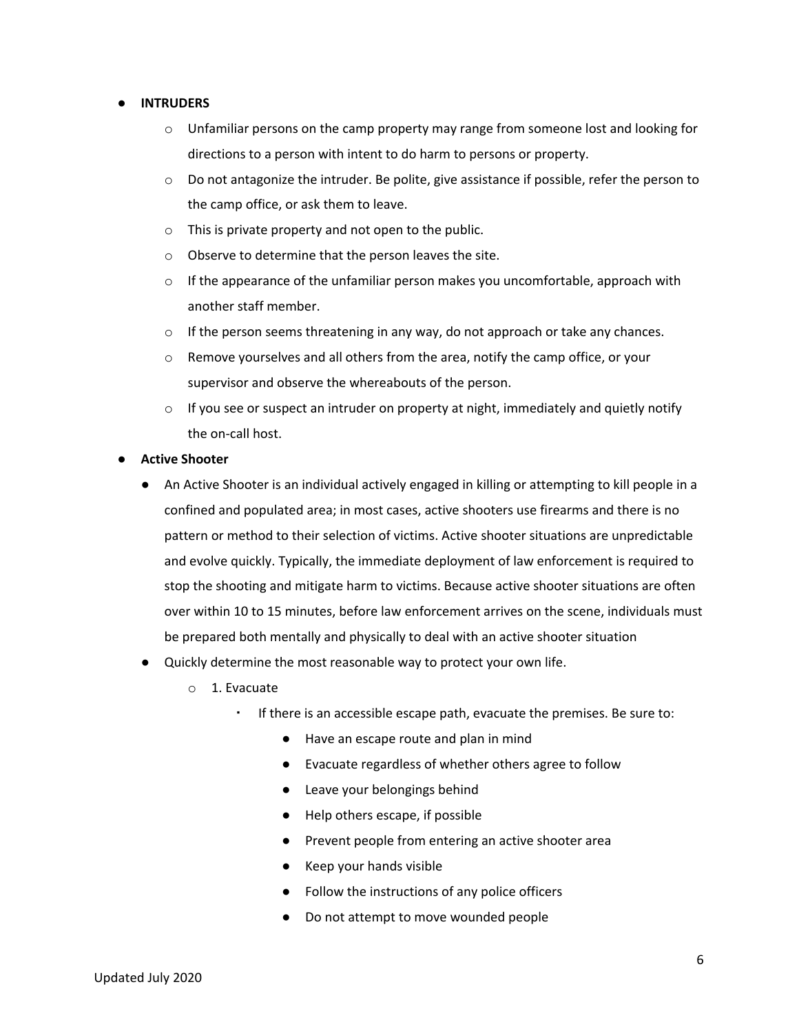- **INTRUDERS**
    - Unfamiliar persons on the camp property may range from someone lost and looking for directions to a person with intent to do harm to persons or property.
    - Do not antagonize the intruder. Be polite, give assistance if possible, refer the person to the camp office, or ask them to leave.
    - This is private property and not open to the public.
    - Observe to determine that the person leaves the site.
    - If the appearance of the unfamiliar person makes you uncomfortable, approach with another staff member.
    - If the person seems threatening in any way, do not approach or take any chances.
    - Remove yourselves and all others from the area, notify the camp office, or your supervisor and observe the whereabouts of the person.
    - If you see or suspect an intruder on property at night, immediately and quietly notify the on-call host.
- **Active Shooter**
    - An Active Shooter is an individual actively engaged in killing or attempting to kill people in a confined and populated area; in most cases, active shooters use firearms and there is no pattern or method to their selection of victims. Active shooter situations are unpredictable and evolve quickly. Typically, the immediate deployment of law enforcement is required to stop the shooting and mitigate harm to victims. Because active shooter situations are often over within 10 to 15 minutes, before law enforcement arrives on the scene, individuals must be prepared both mentally and physically to deal with an active shooter situation
    - Quickly determine the most reasonable way to protect your own life.
        - 1. Evacuate
            - If there is an accessible escape path, evacuate the premises. Be sure to:
                - Have an escape route and plan in mind
                - Evacuate regardless of whether others agree to follow
                - Leave your belongings behind
                - Help others escape, if possible
                - Prevent people from entering an active shooter area
                - Keep your hands visible
                - Follow the instructions of any police officers
                - Do not attempt to move wounded people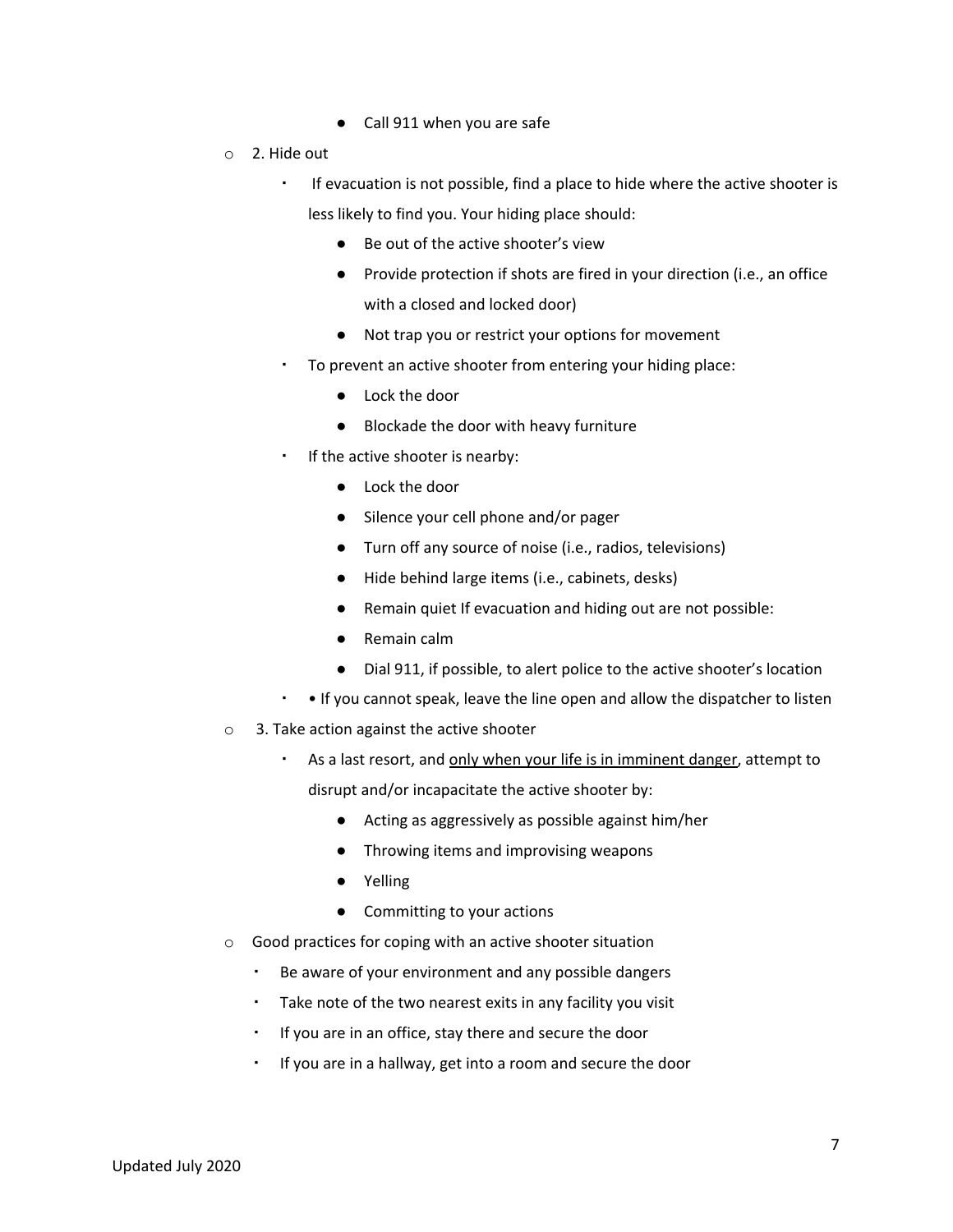- Call 911 when you are safe

- 2. Hide out
    - If evacuation is not possible, find a place to hide where the active shooter is less likely to find you. Your hiding place should:
        - Be out of the active shooter's view
        - Provide protection if shots are fired in your direction (i.e., an office with a closed and locked door)
        - Not trap you or restrict your options for movement
    - To prevent an active shooter from entering your hiding place:
        - Lock the door
        - Blockade the door with heavy furniture
    - If the active shooter is nearby:
        - Lock the door
        - Silence your cell phone and/or pager
        - Turn off any source of noise (i.e., radios, televisions)
        - Hide behind large items (i.e., cabinets, desks)
        - Remain quiet If evacuation and hiding out are not possible:
        - Remain calm
        - Dial 911, if possible, to alert police to the active shooter's location
    - • If you cannot speak, leave the line open and allow the dispatcher to listen
- 3. Take action against the active shooter
    - As a last resort, and <u>only when your life is in imminent danger</u>, attempt to disrupt and/or incapacitate the active shooter by:
        - Acting as aggressively as possible against him/her
        - Throwing items and improvising weapons
        - Yelling
        - Committing to your actions
- Good practices for coping with an active shooter situation
    - Be aware of your environment and any possible dangers
    - Take note of the two nearest exits in any facility you visit
    - If you are in an office, stay there and secure the door
    - If you are in a hallway, get into a room and secure the door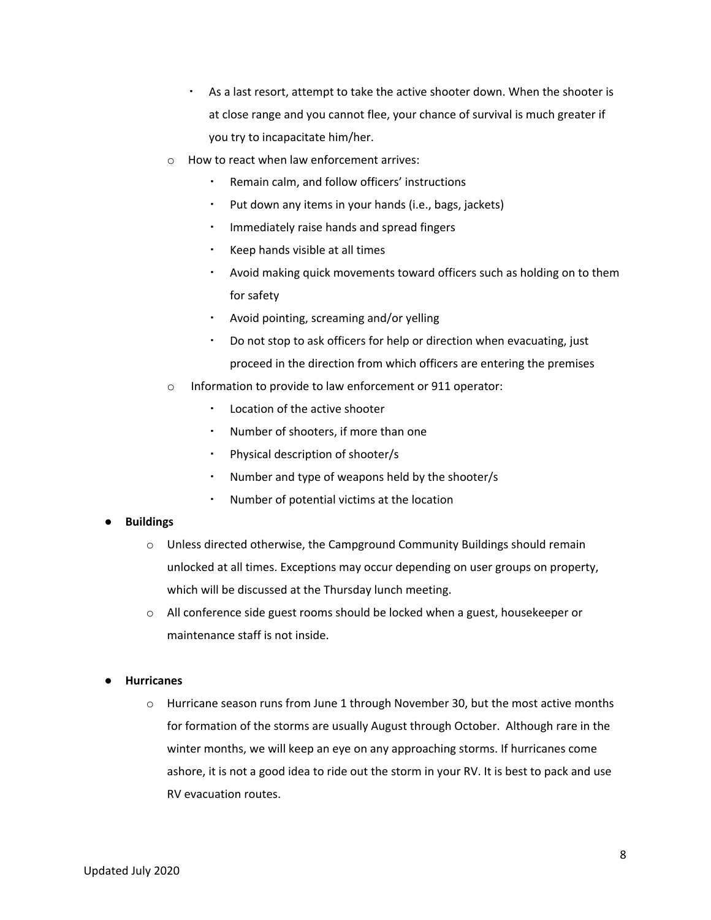- As a last resort, attempt to take the active shooter down. When the shooter is at close range and you cannot flee, your chance of survival is much greater if you try to incapacitate him/her.
    - How to react when law enforcement arrives:
        - Remain calm, and follow officers' instructions
        - Put down any items in your hands (i.e., bags, jackets)
        - Immediately raise hands and spread fingers
        - Keep hands visible at all times
        - Avoid making quick movements toward officers such as holding on to them for safety
        - Avoid pointing, screaming and/or yelling
        - Do not stop to ask officers for help or direction when evacuating, just proceed in the direction from which officers are entering the premises
    - Information to provide to law enforcement or 911 operator:
        - Location of the active shooter
        - Number of shooters, if more than one
        - Physical description of shooter/s
        - Number and type of weapons held by the shooter/s
        - Number of potential victims at the location

- **Buildings**
    - Unless directed otherwise, the Campground Community Buildings should remain unlocked at all times. Exceptions may occur depending on user groups on property, which will be discussed at the Thursday lunch meeting.
    - All conference side guest rooms should be locked when a guest, housekeeper or maintenance staff is not inside.

- **Hurricanes**
    - Hurricane season runs from June 1 through November 30, but the most active months for formation of the storms are usually August through October. Although rare in the winter months, we will keep an eye on any approaching storms. If hurricanes come ashore, it is not a good idea to ride out the storm in your RV. It is best to pack and use RV evacuation routes.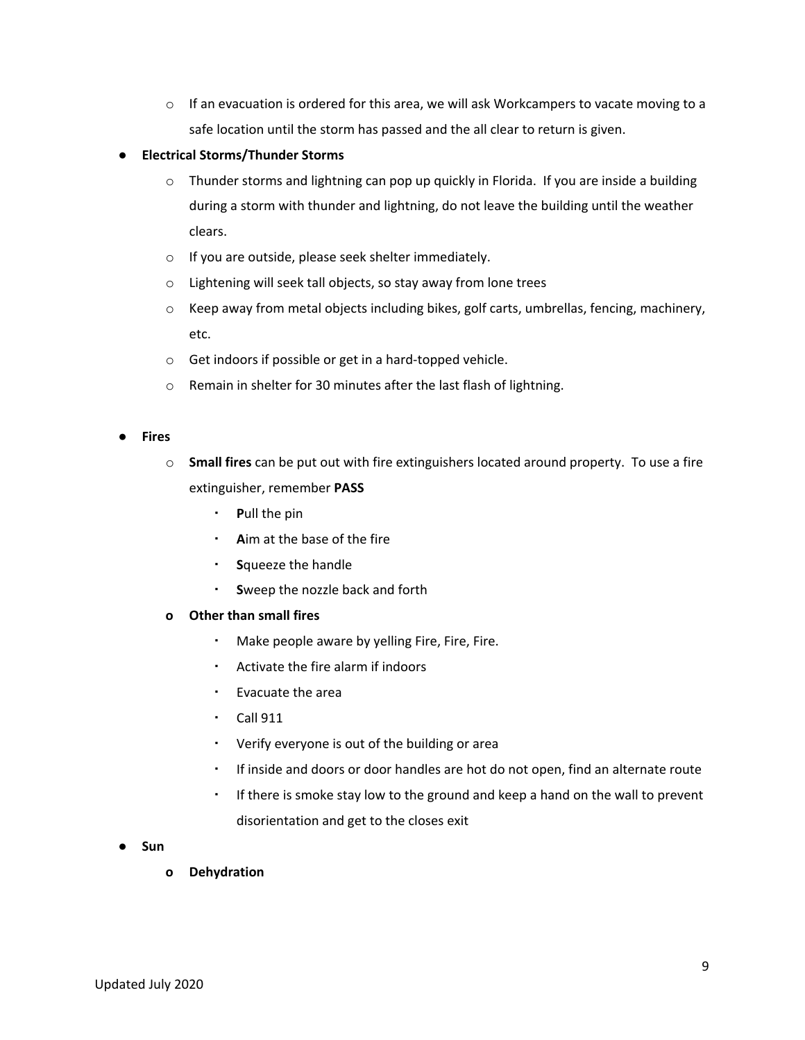- If an evacuation is ordered for this area, we will ask Workcampers to vacate moving to a safe location until the storm has passed and the all clear to return is given.

- **Electrical Storms/Thunder Storms**
  - Thunder storms and lightning can pop up quickly in Florida. If you are inside a building during a storm with thunder and lightning, do not leave the building until the weather clears.
  - If you are outside, please seek shelter immediately.
  - Lightening will seek tall objects, so stay away from lone trees
  - Keep away from metal objects including bikes, golf carts, umbrellas, fencing, machinery, etc.
  - Get indoors if possible or get in a hard-topped vehicle.
  - Remain in shelter for 30 minutes after the last flash of lightning.

- **Fires**
  - **Small fires** can be put out with fire extinguishers located around property. To use a fire extinguisher, remember **PASS**
    - **P**ull the pin
    - **A**im at the base of the fire
    - **S**queeze the handle
    - **S**weep the nozzle back and forth
  - **Other than small fires**
    - Make people aware by yelling Fire, Fire, Fire.
    - Activate the fire alarm if indoors
    - Evacuate the area
    - Call 911
    - Verify everyone is out of the building or area
    - If inside and doors or door handles are hot do not open, find an alternate route
    - If there is smoke stay low to the ground and keep a hand on the wall to prevent disorientation and get to the closes exit

- **Sun**
  - **Dehydration**

Updated July 2020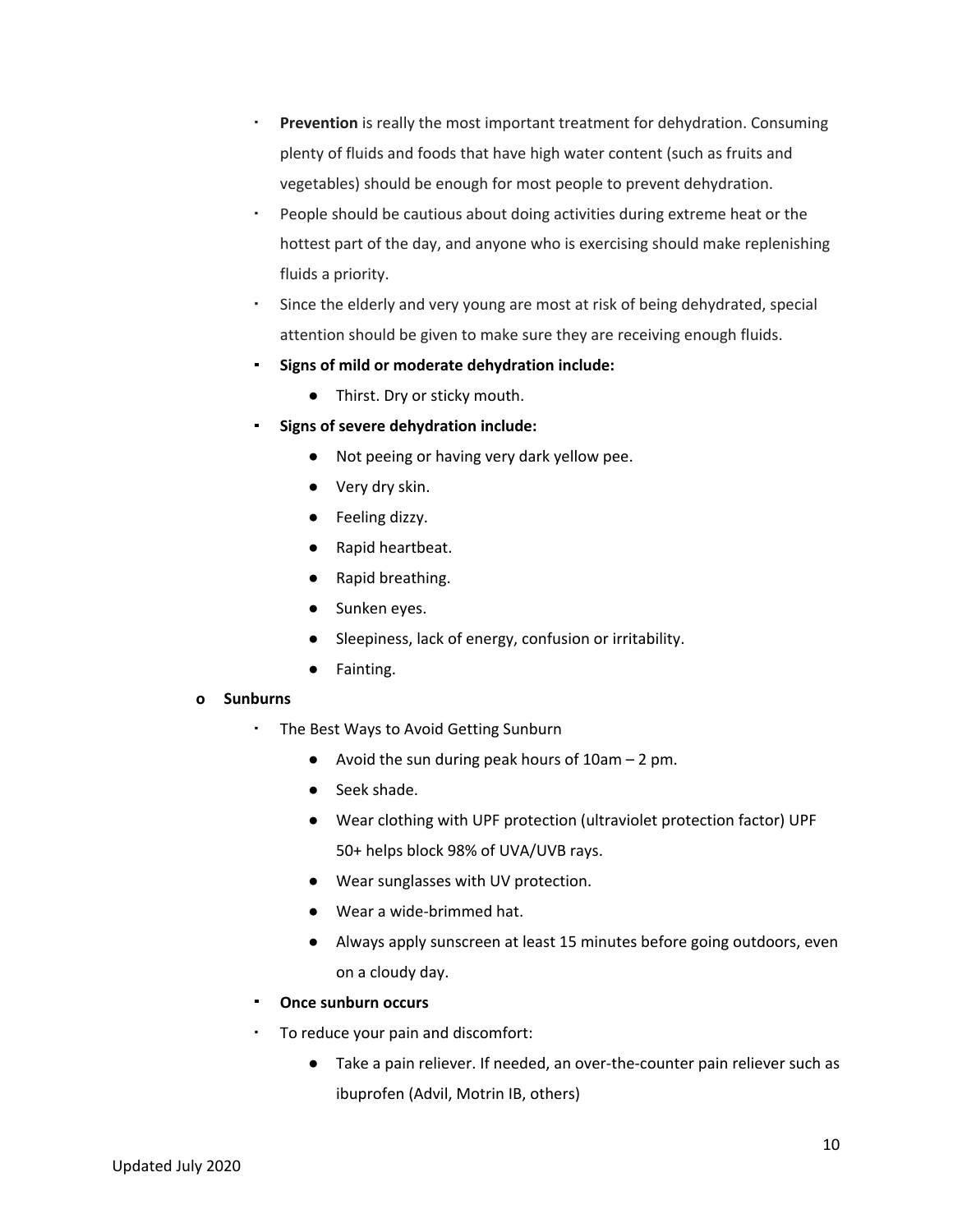- **Prevention** is really the most important treatment for dehydration. Consuming plenty of fluids and foods that have high water content (such as fruits and vegetables) should be enough for most people to prevent dehydration.
- People should be cautious about doing activities during extreme heat or the hottest part of the day, and anyone who is exercising should make replenishing fluids a priority.
- Since the elderly and very young are most at risk of being dehydrated, special attention should be given to make sure they are receiving enough fluids.
- **Signs of mild or moderate dehydration include:**
    - Thirst. Dry or sticky mouth.
- **Signs of severe dehydration include:**
    - Not peeing or having very dark yellow pee.
    - Very dry skin.
    - Feeling dizzy.
    - Rapid heartbeat.
    - Rapid breathing.
    - Sunken eyes.
    - Sleepiness, lack of energy, confusion or irritability.
    - Fainting.

- **Sunburns**
    - The Best Ways to Avoid Getting Sunburn
        - Avoid the sun during peak hours of 10am – 2 pm.
        - Seek shade.
        - Wear clothing with UPF protection (ultraviolet protection factor) UPF 50+ helps block 98% of UVA/UVB rays.
        - Wear sunglasses with UV protection.
        - Wear a wide-brimmed hat.
        - Always apply sunscreen at least 15 minutes before going outdoors, even on a cloudy day.
    - **Once sunburn occurs**
    - To reduce your pain and discomfort:
        - Take a pain reliever. If needed, an over-the-counter pain reliever such as ibuprofen (Advil, Motrin IB, others)

Updated July 2020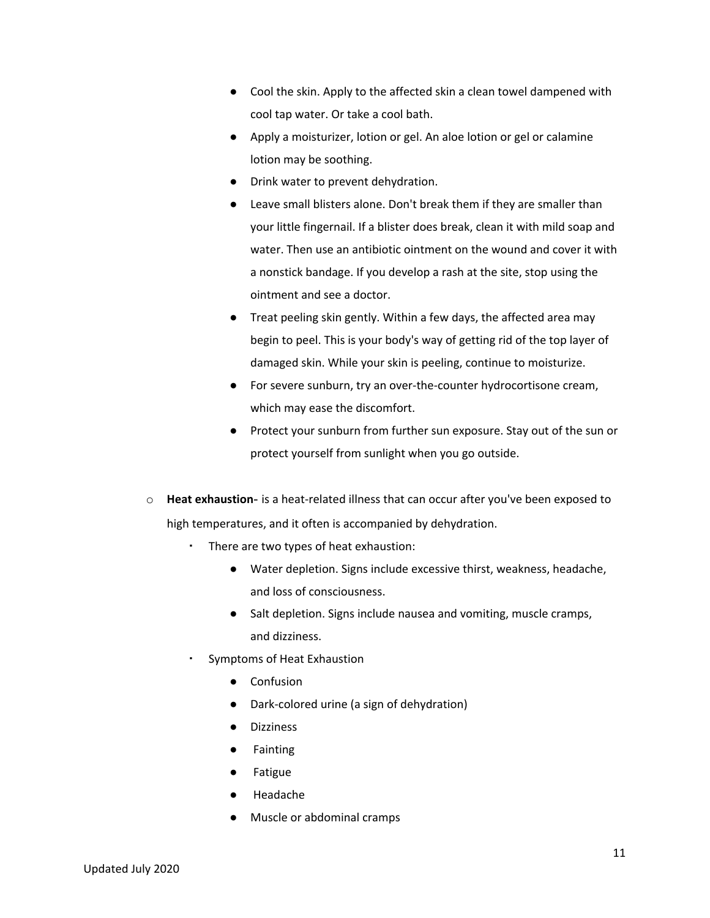- Cool the skin. Apply to the affected skin a clean towel dampened with cool tap water. Or take a cool bath.
- Apply a moisturizer, lotion or gel. An aloe lotion or gel or calamine lotion may be soothing.
- Drink water to prevent dehydration.
- Leave small blisters alone. Don't break them if they are smaller than your little fingernail. If a blister does break, clean it with mild soap and water. Then use an antibiotic ointment on the wound and cover it with a nonstick bandage. If you develop a rash at the site, stop using the ointment and see a doctor.
- Treat peeling skin gently. Within a few days, the affected area may begin to peel. This is your body's way of getting rid of the top layer of damaged skin. While your skin is peeling, continue to moisturize.
- For severe sunburn, try an over-the-counter hydrocortisone cream, which may ease the discomfort.
- Protect your sunburn from further sun exposure. Stay out of the sun or protect yourself from sunlight when you go outside.

- **Heat exhaustion**- is a heat-related illness that can occur after you've been exposed to high temperatures, and it often is accompanied by dehydration.
  - There are two types of heat exhaustion:
    - Water depletion. Signs include excessive thirst, weakness, headache, and loss of consciousness.
    - Salt depletion. Signs include nausea and vomiting, muscle cramps, and dizziness.
  - Symptoms of Heat Exhaustion
    - Confusion
    - Dark-colored urine (a sign of dehydration)
    - Dizziness
    - Fainting
    - Fatigue
    - Headache
    - Muscle or abdominal cramps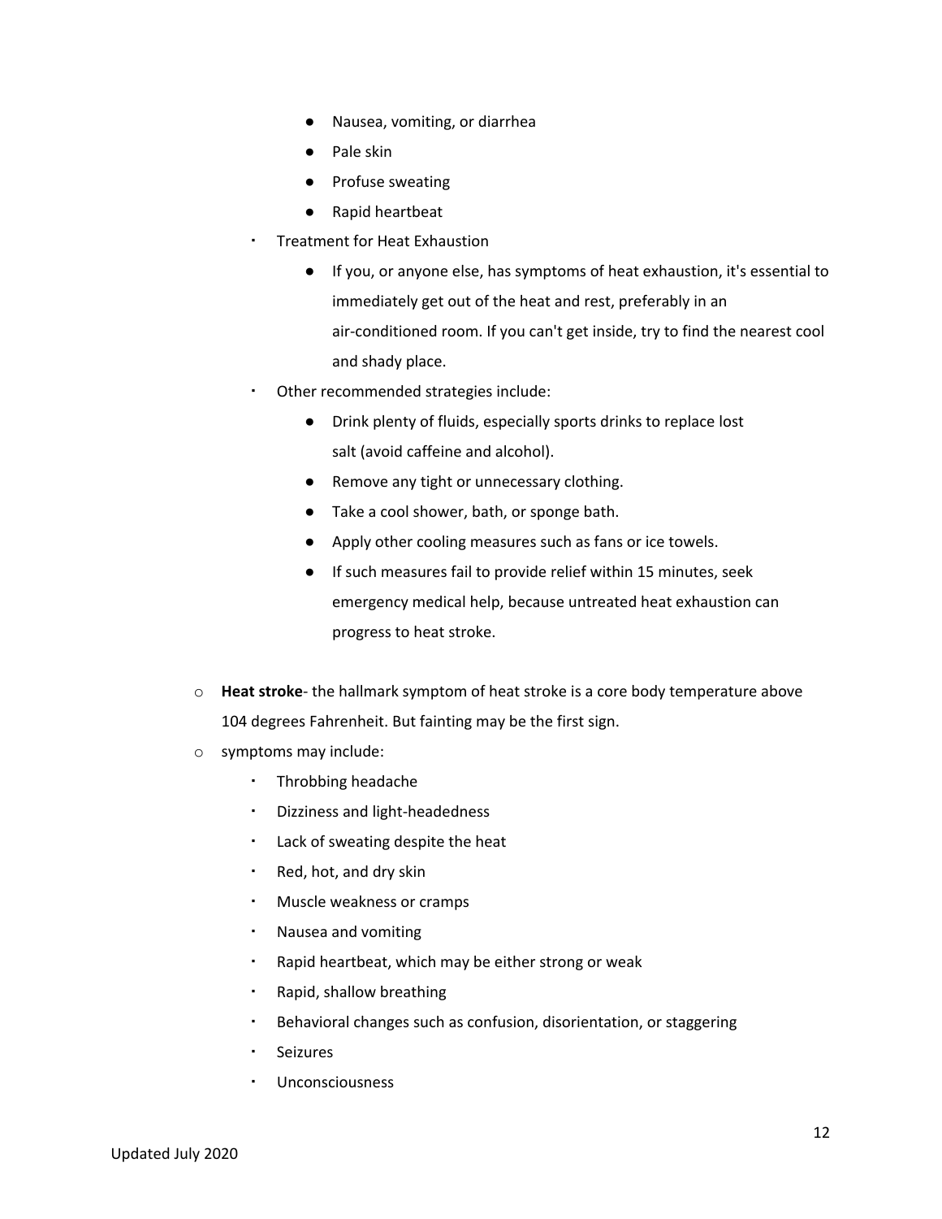- Nausea, vomiting, or diarrhea
        - Pale skin
        - Profuse sweating
        - Rapid heartbeat
    - Treatment for Heat Exhaustion
        - If you, or anyone else, has symptoms of heat exhaustion, it's essential to immediately get out of the heat and rest, preferably in an air-conditioned room. If you can't get inside, try to find the nearest cool and shady place.
    - Other recommended strategies include:
        - Drink plenty of fluids, especially sports drinks to replace lost salt (avoid caffeine and alcohol).
        - Remove any tight or unnecessary clothing.
        - Take a cool shower, bath, or sponge bath.
        - Apply other cooling measures such as fans or ice towels.
        - If such measures fail to provide relief within 15 minutes, seek emergency medical help, because untreated heat exhaustion can progress to heat stroke.

- **Heat stroke**- the hallmark symptom of heat stroke is a core body temperature above 104 degrees Fahrenheit. But fainting may be the first sign.
- symptoms may include:
    - Throbbing headache
    - Dizziness and light-headedness
    - Lack of sweating despite the heat
    - Red, hot, and dry skin
    - Muscle weakness or cramps
    - Nausea and vomiting
    - Rapid heartbeat, which may be either strong or weak
    - Rapid, shallow breathing
    - Behavioral changes such as confusion, disorientation, or staggering
    - Seizures
    - Unconsciousness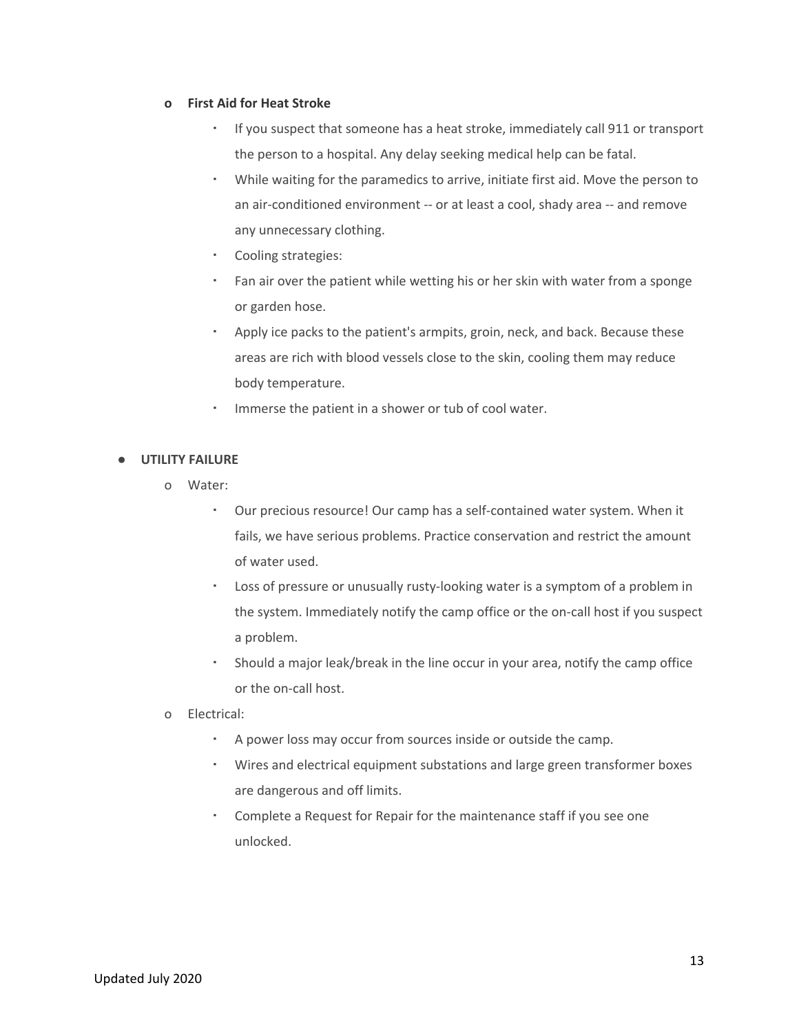- **First Aid for Heat Stroke**
  - If you suspect that someone has a heat stroke, immediately call 911 or transport the person to a hospital. Any delay seeking medical help can be fatal.
  - While waiting for the paramedics to arrive, initiate first aid. Move the person to an air-conditioned environment -- or at least a cool, shady area -- and remove any unnecessary clothing.
  - Cooling strategies:
  - Fan air over the patient while wetting his or her skin with water from a sponge or garden hose.
  - Apply ice packs to the patient's armpits, groin, neck, and back. Because these areas are rich with blood vessels close to the skin, cooling them may reduce body temperature.
  - Immerse the patient in a shower or tub of cool water.

- **UTILITY FAILURE**
  - Water:
    - Our precious resource! Our camp has a self-contained water system. When it fails, we have serious problems. Practice conservation and restrict the amount of water used.
    - Loss of pressure or unusually rusty-looking water is a symptom of a problem in the system. Immediately notify the camp office or the on-call host if you suspect a problem.
    - Should a major leak/break in the line occur in your area, notify the camp office or the on-call host.
  - Electrical:
    - A power loss may occur from sources inside or outside the camp.
    - Wires and electrical equipment substations and large green transformer boxes are dangerous and off limits.
    - Complete a Request for Repair for the maintenance staff if you see one unlocked.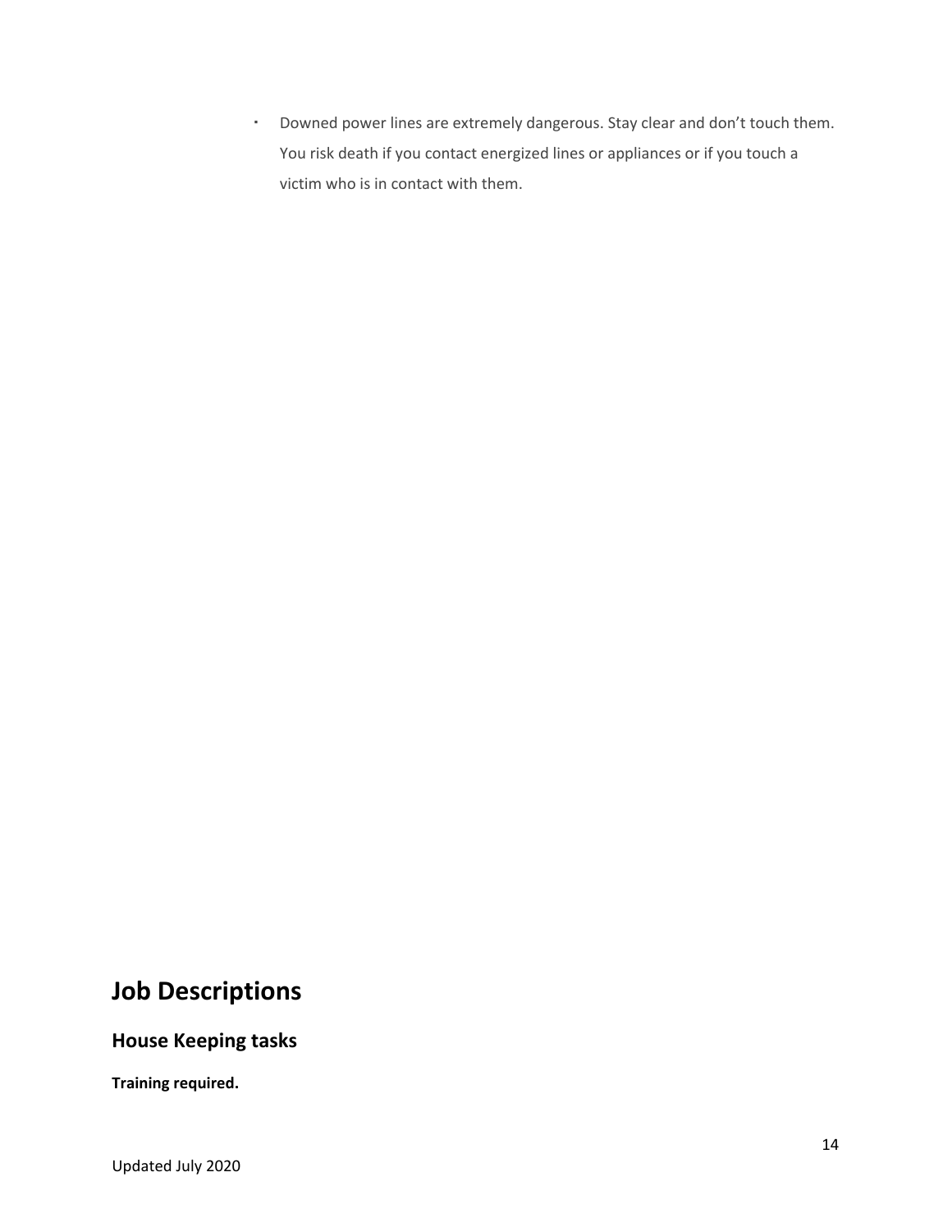- Downed power lines are extremely dangerous. Stay clear and don't touch them. You risk death if you contact energized lines or appliances or if you touch a victim who is in contact with them.

# Job Descriptions

## House Keeping tasks

**Training required.**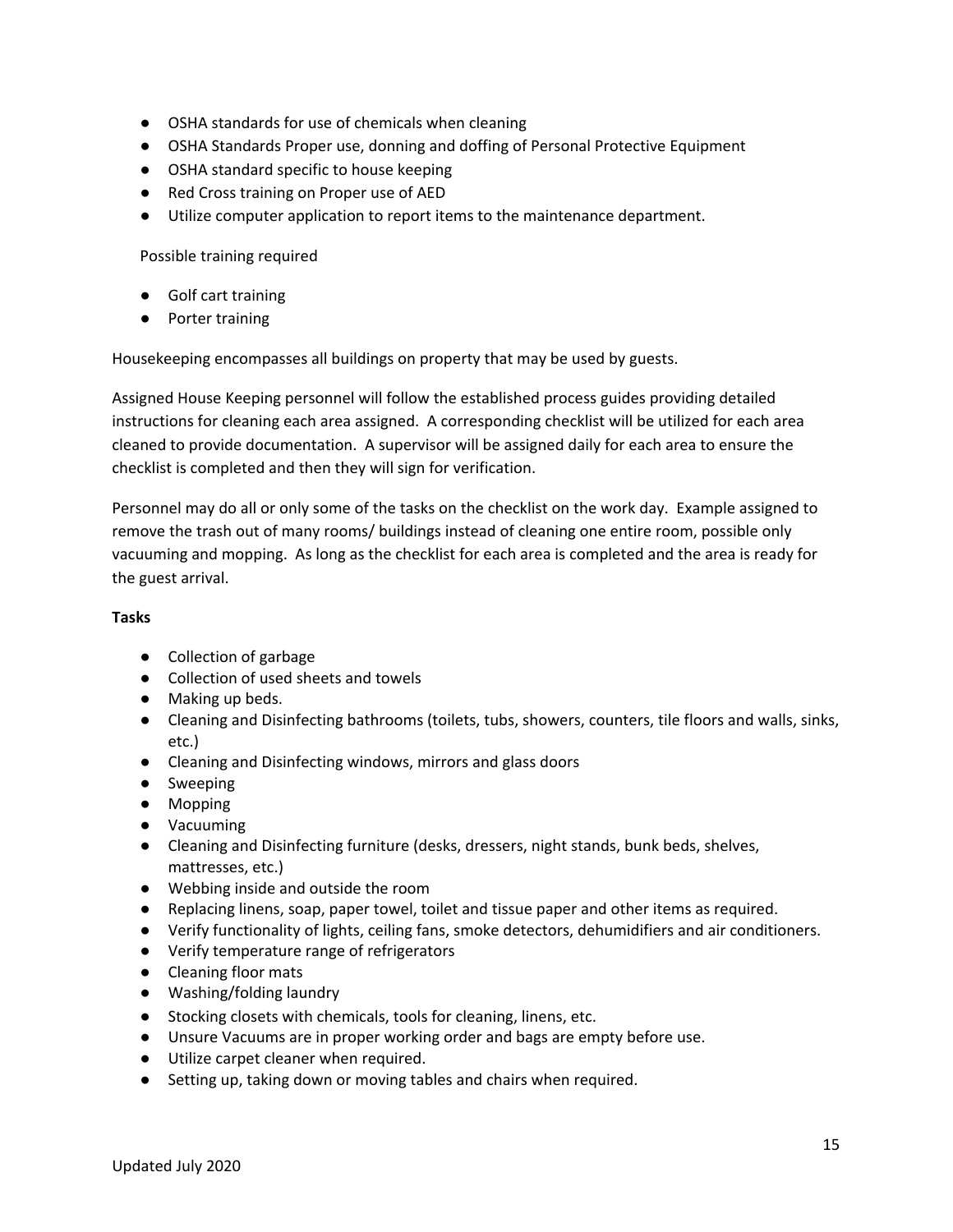- OSHA standards for use of chemicals when cleaning
- OSHA Standards Proper use, donning and doffing of Personal Protective Equipment
- OSHA standard specific to house keeping
- Red Cross training on Proper use of AED
- Utilize computer application to report items to the maintenance department.

Possible training required

- Golf cart training
- Porter training

Housekeeping encompasses all buildings on property that may be used by guests.

Assigned House Keeping personnel will follow the established process guides providing detailed instructions for cleaning each area assigned. A corresponding checklist will be utilized for each area cleaned to provide documentation. A supervisor will be assigned daily for each area to ensure the checklist is completed and then they will sign for verification.

Personnel may do all or only some of the tasks on the checklist on the work day. Example assigned to remove the trash out of many rooms/ buildings instead of cleaning one entire room, possible only vacuuming and mopping. As long as the checklist for each area is completed and the area is ready for the guest arrival.

**Tasks**

- Collection of garbage
- Collection of used sheets and towels
- Making up beds.
- Cleaning and Disinfecting bathrooms (toilets, tubs, showers, counters, tile floors and walls, sinks, etc.)
- Cleaning and Disinfecting windows, mirrors and glass doors
- Sweeping
- Mopping
- Vacuuming
- Cleaning and Disinfecting furniture (desks, dressers, night stands, bunk beds, shelves, mattresses, etc.)
- Webbing inside and outside the room
- Replacing linens, soap, paper towel, toilet and tissue paper and other items as required.
- Verify functionality of lights, ceiling fans, smoke detectors, dehumidifiers and air conditioners.
- Verify temperature range of refrigerators
- Cleaning floor mats
- Washing/folding laundry
- Stocking closets with chemicals, tools for cleaning, linens, etc.
- Unsure Vacuums are in proper working order and bags are empty before use.
- Utilize carpet cleaner when required.
- Setting up, taking down or moving tables and chairs when required.

Updated July 2020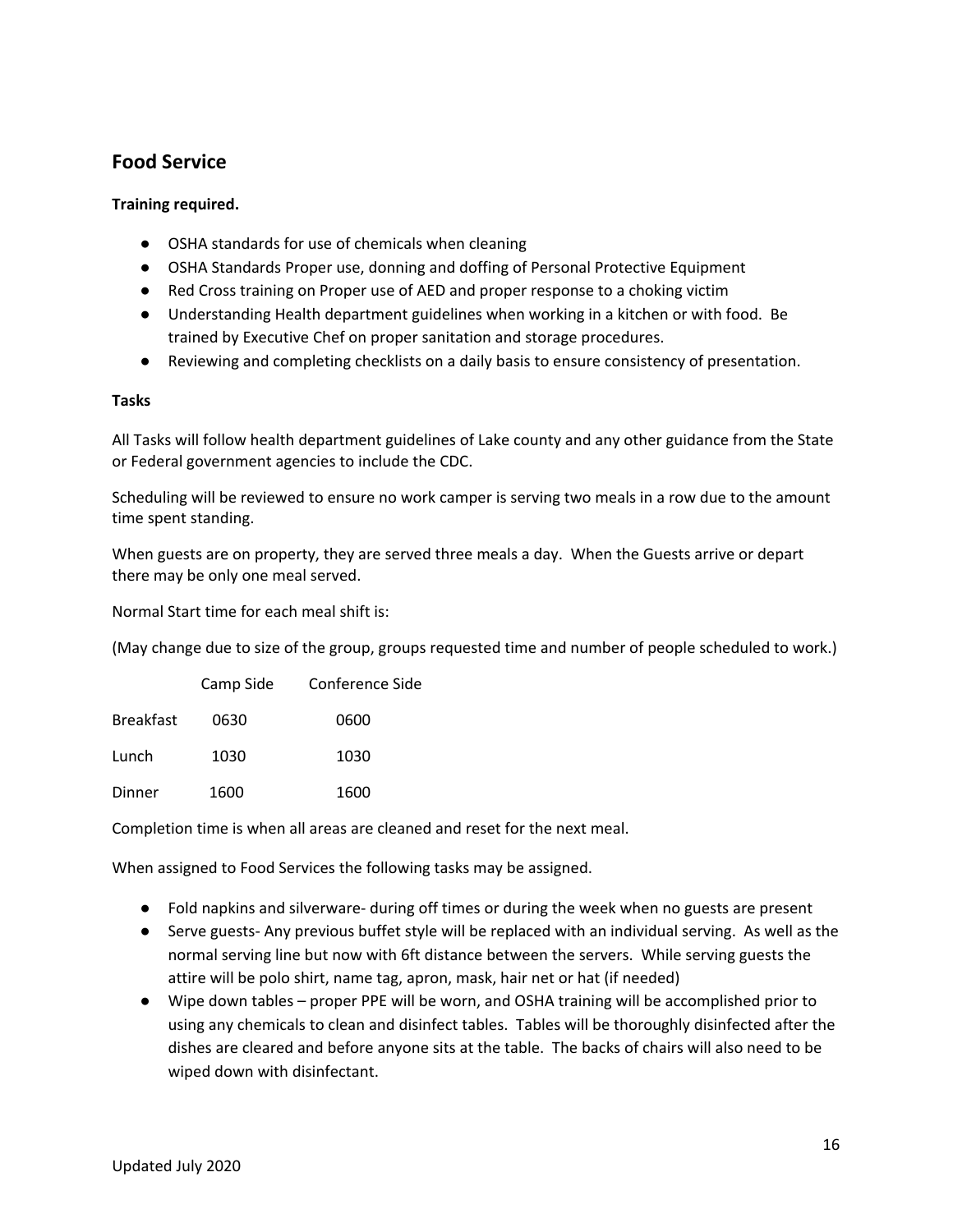## Food Service

**Training required.**

- OSHA standards for use of chemicals when cleaning
- OSHA Standards Proper use, donning and doffing of Personal Protective Equipment
- Red Cross training on Proper use of AED and proper response to a choking victim
- Understanding Health department guidelines when working in a kitchen or with food. Be trained by Executive Chef on proper sanitation and storage procedures.
- Reviewing and completing checklists on a daily basis to ensure consistency of presentation.

**Tasks**

All Tasks will follow health department guidelines of Lake county and any other guidance from the State or Federal government agencies to include the CDC.

Scheduling will be reviewed to ensure no work camper is serving two meals in a row due to the amount time spent standing.

When guests are on property, they are served three meals a day. When the Guests arrive or depart there may be only one meal served.

Normal Start time for each meal shift is:

(May change due to size of the group, groups requested time and number of people scheduled to work.)

| | Camp Side | Conference Side |
|---|---|---|
| Breakfast | 0630 | 0600 |
| Lunch | 1030 | 1030 |
| Dinner | 1600 | 1600 |

Completion time is when all areas are cleaned and reset for the next meal.

When assigned to Food Services the following tasks may be assigned.

- Fold napkins and silverware- during off times or during the week when no guests are present
- Serve guests- Any previous buffet style will be replaced with an individual serving. As well as the normal serving line but now with 6ft distance between the servers. While serving guests the attire will be polo shirt, name tag, apron, mask, hair net or hat (if needed)
- Wipe down tables – proper PPE will be worn, and OSHA training will be accomplished prior to using any chemicals to clean and disinfect tables. Tables will be thoroughly disinfected after the dishes are cleared and before anyone sits at the table. The backs of chairs will also need to be wiped down with disinfectant.

Updated July 2020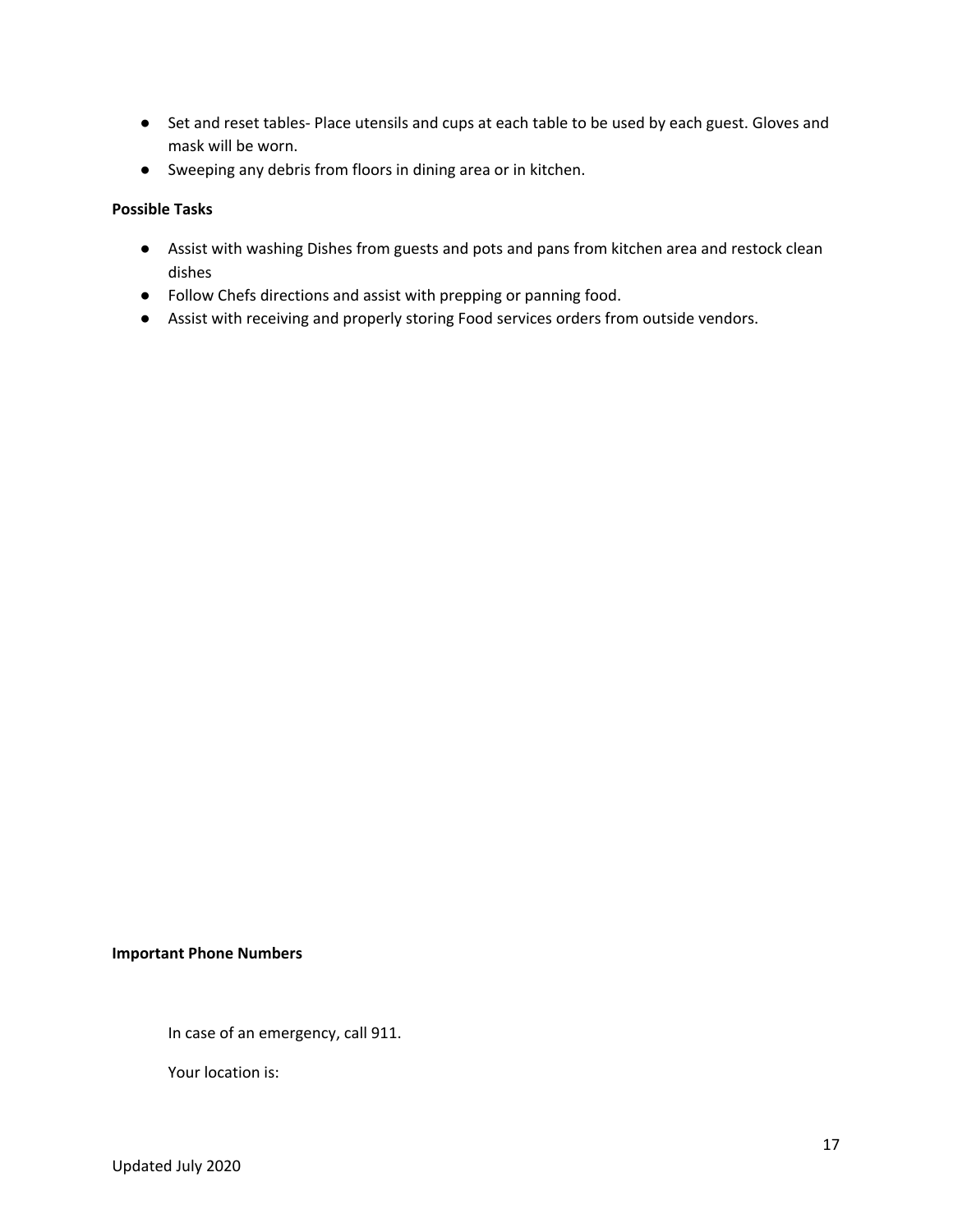- Set and reset tables- Place utensils and cups at each table to be used by each guest. Gloves and mask will be worn.
- Sweeping any debris from floors in dining area or in kitchen.

**Possible Tasks**

- Assist with washing Dishes from guests and pots and pans from kitchen area and restock clean dishes
- Follow Chefs directions and assist with prepping or panning food.
- Assist with receiving and properly storing Food services orders from outside vendors.

**Important Phone Numbers**

In case of an emergency, call 911.

Your location is: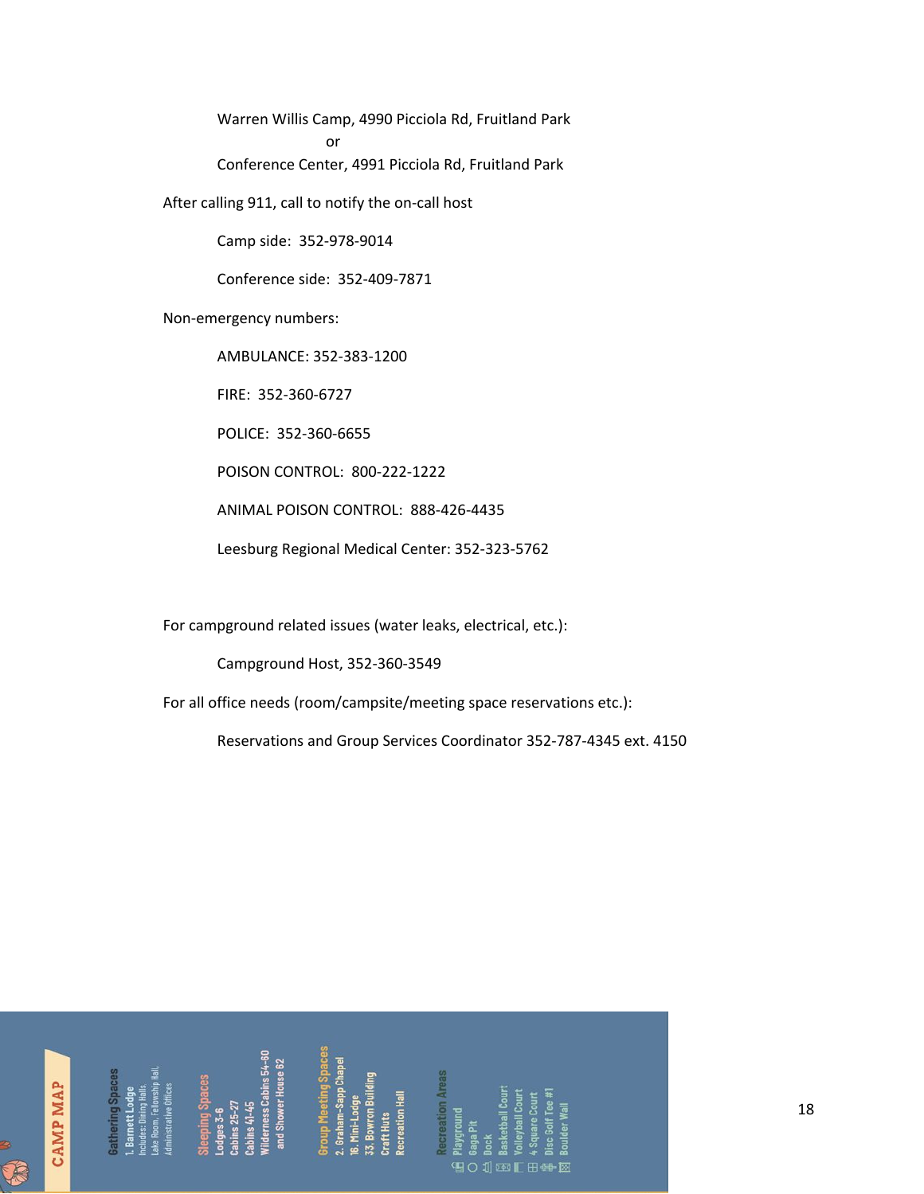Warren Willis Camp, 4990 Picciola Rd, Fruitland Park

or

Conference Center, 4991 Picciola Rd, Fruitland Park

After calling 911, call to notify the on-call host

Camp side: 352-978-9014

Conference side: 352-409-7871

Non-emergency numbers:

AMBULANCE: 352-383-1200

FIRE: 352-360-6727

POLICE: 352-360-6655

POISON CONTROL: 800-222-1222

ANIMAL POISON CONTROL: 888-426-4435

Leesburg Regional Medical Center: 352-323-5762

For campground related issues (water leaks, electrical, etc.):

Campground Host, 352-360-3549

For all office needs (room/campsite/meeting space reservations etc.):

Reservations and Group Services Coordinator 352-787-4345 ext. 4150

CAMP MAP

Gathering Spaces
1. Barnett Lodge
Includes: Dining Halls, Lake Room, Fellowship Hall, Administrative Offices

Sleeping Spaces
Lodges 3-6
Cabins 25-27
Cabins 41-45
Wilderness Cabins 54-60 and Shower House 62

Group Meeting Spaces
2. Graham-Sapp Chapel
16. Mini-Lodge
33. Bowron Building
Craft Huts
Recreation Hall

Recreation Areas
Playground
Gaga Pit
Dock
Basketball Court
Volleyball Court
4 Square Court
Disc Golf Tee #1
Boulder Wall